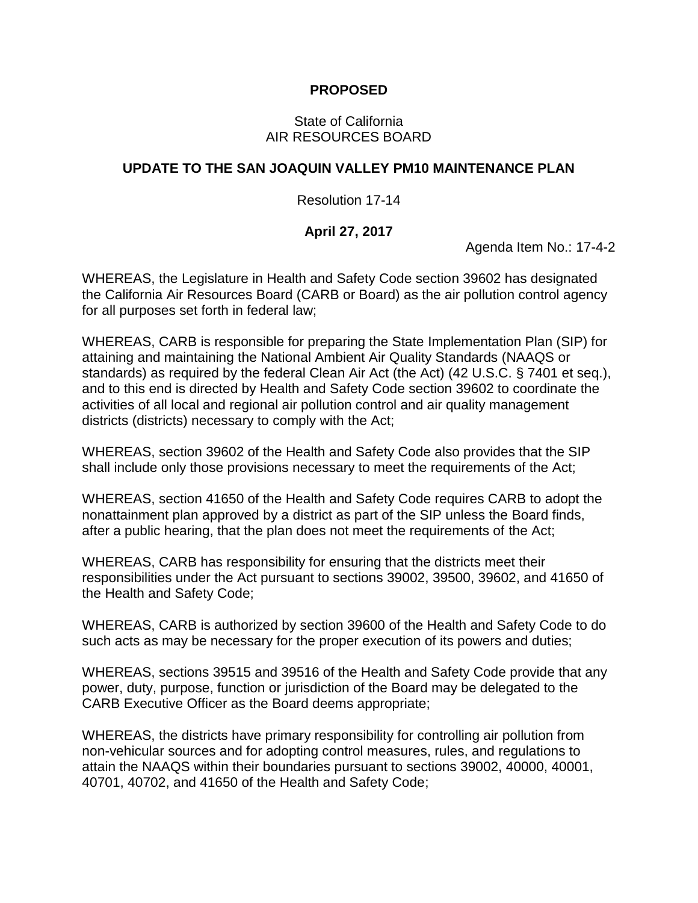**PROPOSED**

State of California
AIR RESOURCES BOARD

# UPDATE TO THE SAN JOAQUIN VALLEY PM10 MAINTENANCE PLAN

Resolution 17-14

**April 27, 2017**

Agenda Item No.: 17-4-2

WHEREAS, the Legislature in Health and Safety Code section 39602 has designated the California Air Resources Board (CARB or Board) as the air pollution control agency for all purposes set forth in federal law;

WHEREAS, CARB is responsible for preparing the State Implementation Plan (SIP) for attaining and maintaining the National Ambient Air Quality Standards (NAAQS or standards) as required by the federal Clean Air Act (the Act) (42 U.S.C. § 7401 et seq.), and to this end is directed by Health and Safety Code section 39602 to coordinate the activities of all local and regional air pollution control and air quality management districts (districts) necessary to comply with the Act;

WHEREAS, section 39602 of the Health and Safety Code also provides that the SIP shall include only those provisions necessary to meet the requirements of the Act;

WHEREAS, section 41650 of the Health and Safety Code requires CARB to adopt the nonattainment plan approved by a district as part of the SIP unless the Board finds, after a public hearing, that the plan does not meet the requirements of the Act;

WHEREAS, CARB has responsibility for ensuring that the districts meet their responsibilities under the Act pursuant to sections 39002, 39500, 39602, and 41650 of the Health and Safety Code;

WHEREAS, CARB is authorized by section 39600 of the Health and Safety Code to do such acts as may be necessary for the proper execution of its powers and duties;

WHEREAS, sections 39515 and 39516 of the Health and Safety Code provide that any power, duty, purpose, function or jurisdiction of the Board may be delegated to the CARB Executive Officer as the Board deems appropriate;

WHEREAS, the districts have primary responsibility for controlling air pollution from non-vehicular sources and for adopting control measures, rules, and regulations to attain the NAAQS within their boundaries pursuant to sections 39002, 40000, 40001, 40701, 40702, and 41650 of the Health and Safety Code;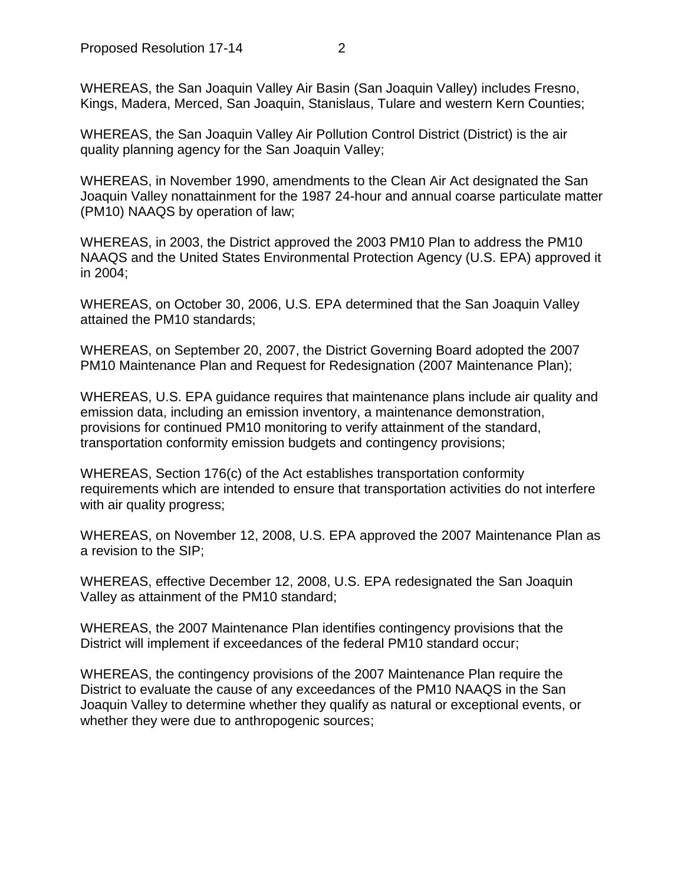WHEREAS, the San Joaquin Valley Air Basin (San Joaquin Valley) includes Fresno, Kings, Madera, Merced, San Joaquin, Stanislaus, Tulare and western Kern Counties;

WHEREAS, the San Joaquin Valley Air Pollution Control District (District) is the air quality planning agency for the San Joaquin Valley;

WHEREAS, in November 1990, amendments to the Clean Air Act designated the San Joaquin Valley nonattainment for the 1987 24-hour and annual coarse particulate matter (PM10) NAAQS by operation of law;

WHEREAS, in 2003, the District approved the 2003 PM10 Plan to address the PM10 NAAQS and the United States Environmental Protection Agency (U.S. EPA) approved it in 2004;

WHEREAS, on October 30, 2006, U.S. EPA determined that the San Joaquin Valley attained the PM10 standards;

WHEREAS, on September 20, 2007, the District Governing Board adopted the 2007 PM10 Maintenance Plan and Request for Redesignation (2007 Maintenance Plan);

WHEREAS, U.S. EPA guidance requires that maintenance plans include air quality and emission data, including an emission inventory, a maintenance demonstration, provisions for continued PM10 monitoring to verify attainment of the standard, transportation conformity emission budgets and contingency provisions;

WHEREAS, Section 176(c) of the Act establishes transportation conformity requirements which are intended to ensure that transportation activities do not interfere with air quality progress;

WHEREAS, on November 12, 2008, U.S. EPA approved the 2007 Maintenance Plan as a revision to the SIP;

WHEREAS, effective December 12, 2008, U.S. EPA redesignated the San Joaquin Valley as attainment of the PM10 standard;

WHEREAS, the 2007 Maintenance Plan identifies contingency provisions that the District will implement if exceedances of the federal PM10 standard occur;

WHEREAS, the contingency provisions of the 2007 Maintenance Plan require the District to evaluate the cause of any exceedances of the PM10 NAAQS in the San Joaquin Valley to determine whether they qualify as natural or exceptional events, or whether they were due to anthropogenic sources;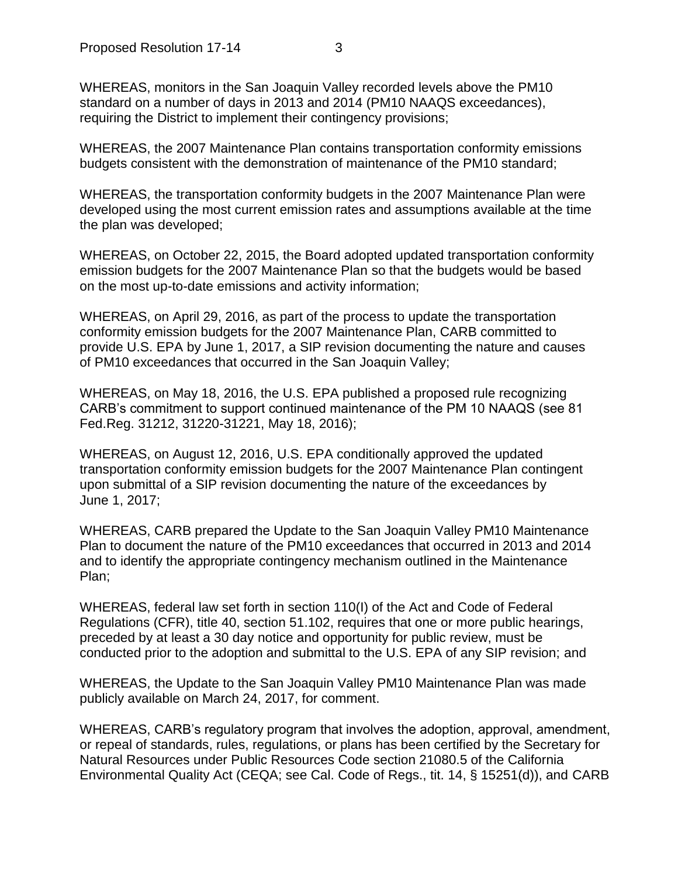WHEREAS, monitors in the San Joaquin Valley recorded levels above the PM10 standard on a number of days in 2013 and 2014 (PM10 NAAQS exceedances), requiring the District to implement their contingency provisions;

WHEREAS, the 2007 Maintenance Plan contains transportation conformity emissions budgets consistent with the demonstration of maintenance of the PM10 standard;

WHEREAS, the transportation conformity budgets in the 2007 Maintenance Plan were developed using the most current emission rates and assumptions available at the time the plan was developed;

WHEREAS, on October 22, 2015, the Board adopted updated transportation conformity emission budgets for the 2007 Maintenance Plan so that the budgets would be based on the most up-to-date emissions and activity information;

WHEREAS, on April 29, 2016, as part of the process to update the transportation conformity emission budgets for the 2007 Maintenance Plan, CARB committed to provide U.S. EPA by June 1, 2017, a SIP revision documenting the nature and causes of PM10 exceedances that occurred in the San Joaquin Valley;

WHEREAS, on May 18, 2016, the U.S. EPA published a proposed rule recognizing CARB's commitment to support continued maintenance of the PM 10 NAAQS (see 81 Fed.Reg. 31212, 31220-31221, May 18, 2016);

WHEREAS, on August 12, 2016, U.S. EPA conditionally approved the updated transportation conformity emission budgets for the 2007 Maintenance Plan contingent upon submittal of a SIP revision documenting the nature of the exceedances by June 1, 2017;

WHEREAS, CARB prepared the Update to the San Joaquin Valley PM10 Maintenance Plan to document the nature of the PM10 exceedances that occurred in 2013 and 2014 and to identify the appropriate contingency mechanism outlined in the Maintenance Plan;

WHEREAS, federal law set forth in section 110(I) of the Act and Code of Federal Regulations (CFR), title 40, section 51.102, requires that one or more public hearings, preceded by at least a 30 day notice and opportunity for public review, must be conducted prior to the adoption and submittal to the U.S. EPA of any SIP revision; and

WHEREAS, the Update to the San Joaquin Valley PM10 Maintenance Plan was made publicly available on March 24, 2017, for comment.

WHEREAS, CARB's regulatory program that involves the adoption, approval, amendment, or repeal of standards, rules, regulations, or plans has been certified by the Secretary for Natural Resources under Public Resources Code section 21080.5 of the California Environmental Quality Act (CEQA; see Cal. Code of Regs., tit. 14, § 15251(d)), and CARB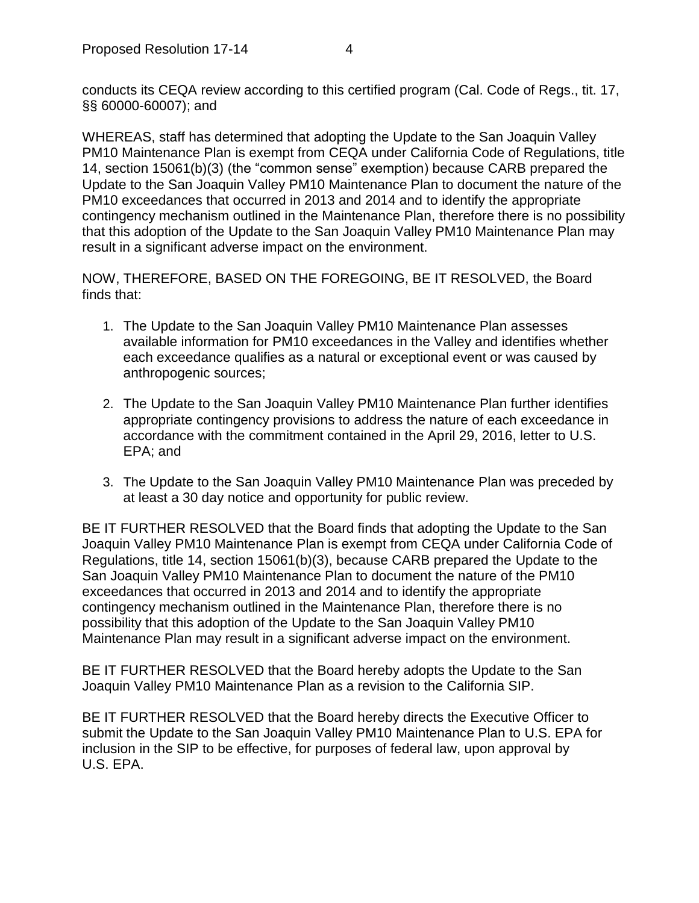conducts its CEQA review according to this certified program (Cal. Code of Regs., tit. 17, §§ 60000-60007); and

WHEREAS, staff has determined that adopting the Update to the San Joaquin Valley PM10 Maintenance Plan is exempt from CEQA under California Code of Regulations, title 14, section 15061(b)(3) (the “common sense” exemption) because CARB prepared the Update to the San Joaquin Valley PM10 Maintenance Plan to document the nature of the PM10 exceedances that occurred in 2013 and 2014 and to identify the appropriate contingency mechanism outlined in the Maintenance Plan, therefore there is no possibility that this adoption of the Update to the San Joaquin Valley PM10 Maintenance Plan may result in a significant adverse impact on the environment.

NOW, THEREFORE, BASED ON THE FOREGOING, BE IT RESOLVED, the Board finds that:

1. The Update to the San Joaquin Valley PM10 Maintenance Plan assesses available information for PM10 exceedances in the Valley and identifies whether each exceedance qualifies as a natural or exceptional event or was caused by anthropogenic sources;

2. The Update to the San Joaquin Valley PM10 Maintenance Plan further identifies appropriate contingency provisions to address the nature of each exceedance in accordance with the commitment contained in the April 29, 2016, letter to U.S. EPA; and

3. The Update to the San Joaquin Valley PM10 Maintenance Plan was preceded by at least a 30 day notice and opportunity for public review.

BE IT FURTHER RESOLVED that the Board finds that adopting the Update to the San Joaquin Valley PM10 Maintenance Plan is exempt from CEQA under California Code of Regulations, title 14, section 15061(b)(3), because CARB prepared the Update to the San Joaquin Valley PM10 Maintenance Plan to document the nature of the PM10 exceedances that occurred in 2013 and 2014 and to identify the appropriate contingency mechanism outlined in the Maintenance Plan, therefore there is no possibility that this adoption of the Update to the San Joaquin Valley PM10 Maintenance Plan may result in a significant adverse impact on the environment.

BE IT FURTHER RESOLVED that the Board hereby adopts the Update to the San Joaquin Valley PM10 Maintenance Plan as a revision to the California SIP.

BE IT FURTHER RESOLVED that the Board hereby directs the Executive Officer to submit the Update to the San Joaquin Valley PM10 Maintenance Plan to U.S. EPA for inclusion in the SIP to be effective, for purposes of federal law, upon approval by U.S. EPA.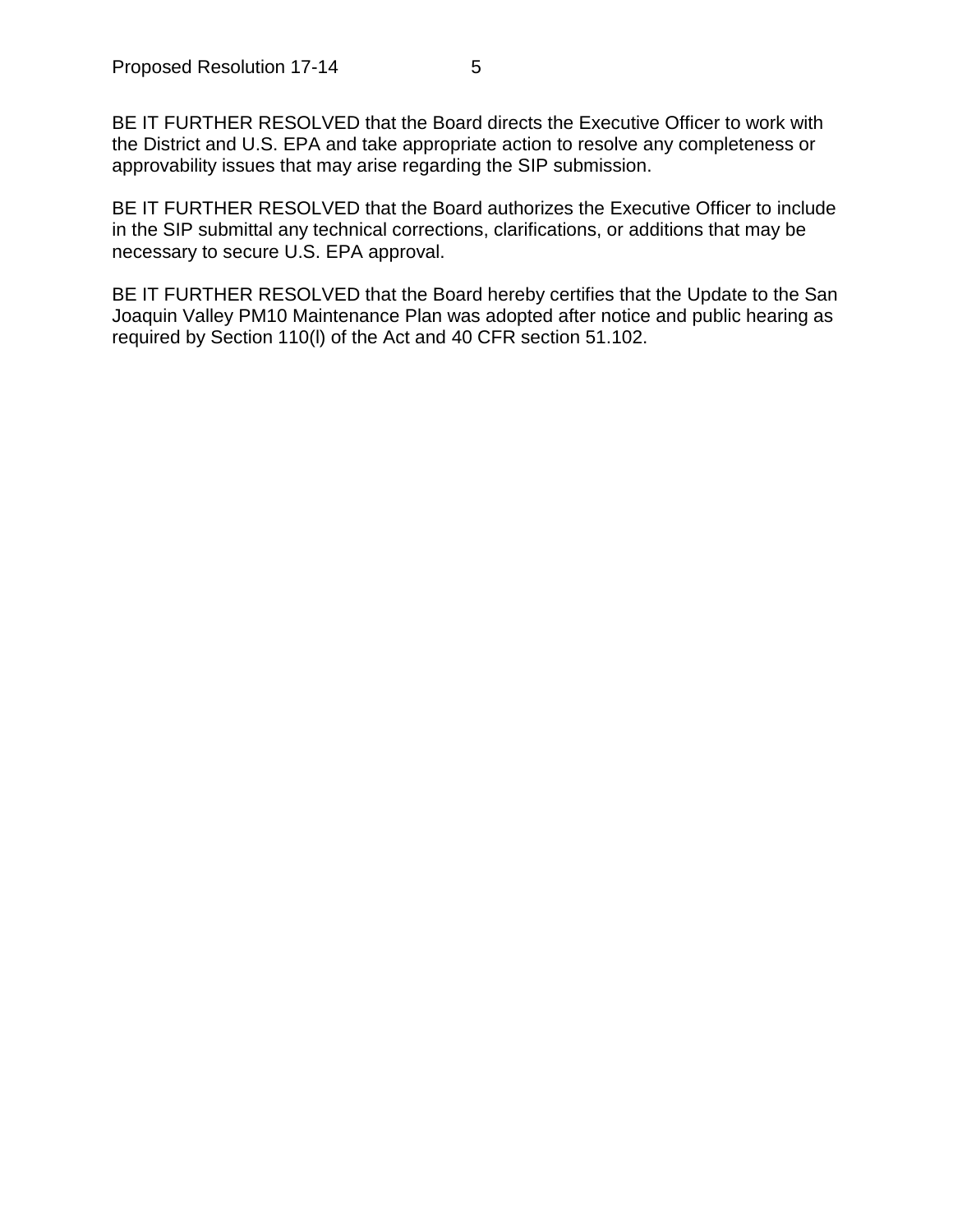BE IT FURTHER RESOLVED that the Board directs the Executive Officer to work with the District and U.S. EPA and take appropriate action to resolve any completeness or approvability issues that may arise regarding the SIP submission.

BE IT FURTHER RESOLVED that the Board authorizes the Executive Officer to include in the SIP submittal any technical corrections, clarifications, or additions that may be necessary to secure U.S. EPA approval.

BE IT FURTHER RESOLVED that the Board hereby certifies that the Update to the San Joaquin Valley PM10 Maintenance Plan was adopted after notice and public hearing as required by Section 110(l) of the Act and 40 CFR section 51.102.